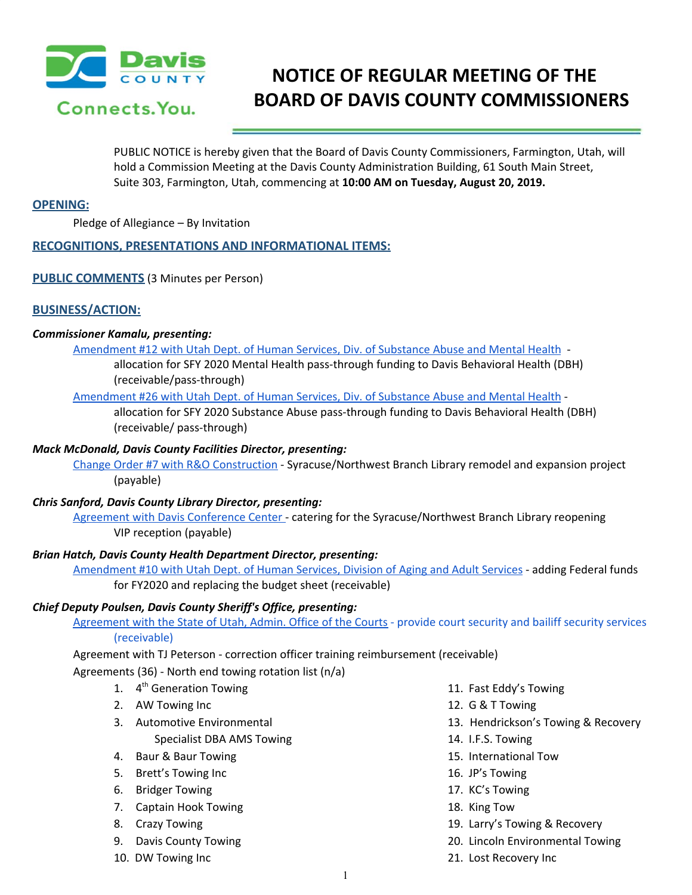# NOTICE OF REGULAR MEETING OF THE BOARD OF DAVIS COUNTY COMMISSIONERS

PUBLIC NOTICE is hereby given that the Board of Davis County Commissioners, Farmington, Utah, will hold a Commission Meeting at the Davis County Administration Building, 61 South Main Street, Suite 303, Farmington, Utah, commencing at **10:00 AM on Tuesday, August 20, 2019.**

## OPENING:

Pledge of Allegiance – By Invitation

## RECOGNITIONS, PRESENTATIONS AND INFORMATIONAL ITEMS:

## PUBLIC COMMENTS (3 Minutes per Person)

## BUSINESS/ACTION:

***Commissioner Kamalu, presenting:***

Amendment #12 with Utah Dept. of Human Services, Div. of Substance Abuse and Mental Health - allocation for SFY 2020 Mental Health pass-through funding to Davis Behavioral Health (DBH) (receivable/pass-through)

Amendment #26 with Utah Dept. of Human Services, Div. of Substance Abuse and Mental Health - allocation for SFY 2020 Substance Abuse pass-through funding to Davis Behavioral Health (DBH) (receivable/ pass-through)

***Mack McDonald, Davis County Facilities Director, presenting:***

Change Order #7 with R&O Construction - Syracuse/Northwest Branch Library remodel and expansion project (payable)

***Chris Sanford, Davis County Library Director, presenting:***

Agreement with Davis Conference Center - catering for the Syracuse/Northwest Branch Library reopening VIP reception (payable)

***Brian Hatch, Davis County Health Department Director, presenting:***

Amendment #10 with Utah Dept. of Human Services, Division of Aging and Adult Services - adding Federal funds for FY2020 and replacing the budget sheet (receivable)

***Chief Deputy Poulsen, Davis County Sheriff's Office, presenting:***

Agreement with the State of Utah, Admin. Office of the Courts - provide court security and bailiff security services (receivable)

Agreement with TJ Peterson - correction officer training reimbursement (receivable)

Agreements (36) - North end towing rotation list (n/a)

1. 4th Generation Towing
2. AW Towing Inc
3. Automotive Environmental Specialist DBA AMS Towing
4. Baur & Baur Towing
5. Brett's Towing Inc
6. Bridger Towing
7. Captain Hook Towing
8. Crazy Towing
9. Davis County Towing
10. DW Towing Inc
11. Fast Eddy's Towing
12. G & T Towing
13. Hendrickson's Towing & Recovery
14. I.F.S. Towing
15. International Tow
16. JP's Towing
17. KC's Towing
18. King Tow
19. Larry's Towing & Recovery
20. Lincoln Environmental Towing
21. Lost Recovery Inc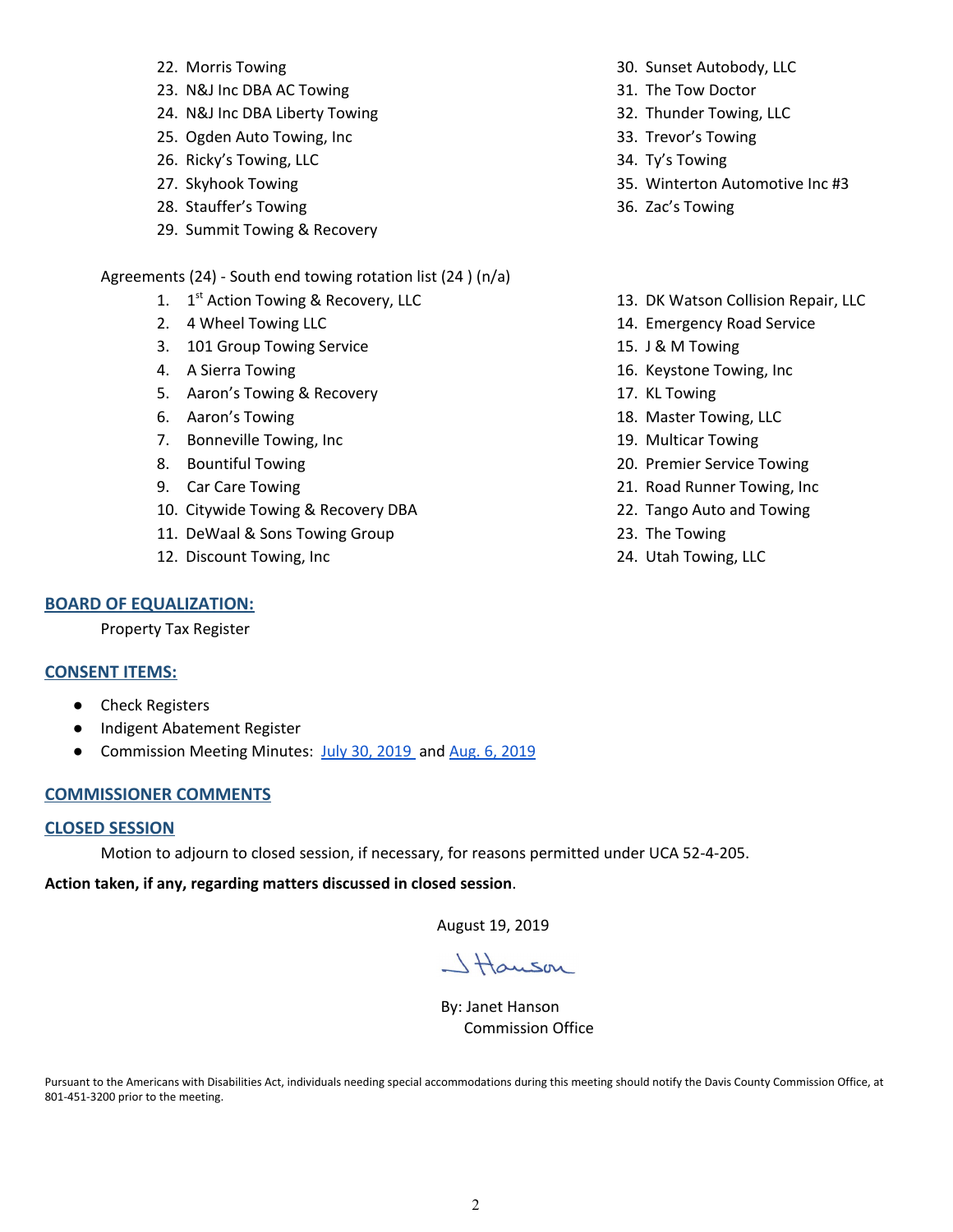22. Morris Towing
23. N&J Inc DBA AC Towing
24. N&J Inc DBA Liberty Towing
25. Ogden Auto Towing, Inc
26. Ricky's Towing, LLC
27. Skyhook Towing
28. Stauffer's Towing
29. Summit Towing & Recovery
30. Sunset Autobody, LLC
31. The Tow Doctor
32. Thunder Towing, LLC
33. Trevor's Towing
34. Ty's Towing
35. Winterton Automotive Inc #3
36. Zac's Towing

Agreements (24) - South end towing rotation list (24 ) (n/a)

1. 1st Action Towing & Recovery, LLC
2. 4 Wheel Towing LLC
3. 101 Group Towing Service
4. A Sierra Towing
5. Aaron's Towing & Recovery
6. Aaron's Towing
7. Bonneville Towing, Inc
8. Bountiful Towing
9. Car Care Towing
10. Citywide Towing & Recovery DBA
11. DeWaal & Sons Towing Group
12. Discount Towing, Inc
13. DK Watson Collision Repair, LLC
14. Emergency Road Service
15. J & M Towing
16. Keystone Towing, Inc
17. KL Towing
18. Master Towing, LLC
19. Multicar Towing
20. Premier Service Towing
21. Road Runner Towing, Inc
22. Tango Auto and Towing
23. The Towing
24. Utah Towing, LLC

## BOARD OF EQUALIZATION:

Property Tax Register

## CONSENT ITEMS:

- Check Registers
- Indigent Abatement Register
- Commission Meeting Minutes: July 30, 2019 and Aug. 6, 2019

## COMMISSIONER COMMENTS

## CLOSED SESSION

Motion to adjourn to closed session, if necessary, for reasons permitted under UCA 52-4-205.

**Action taken, if any, regarding matters discussed in closed session**.

August 19, 2019

J Hanson

By: Janet Hanson
Commission Office

Pursuant to the Americans with Disabilities Act, individuals needing special accommodations during this meeting should notify the Davis County Commission Office, at 801-451-3200 prior to the meeting.